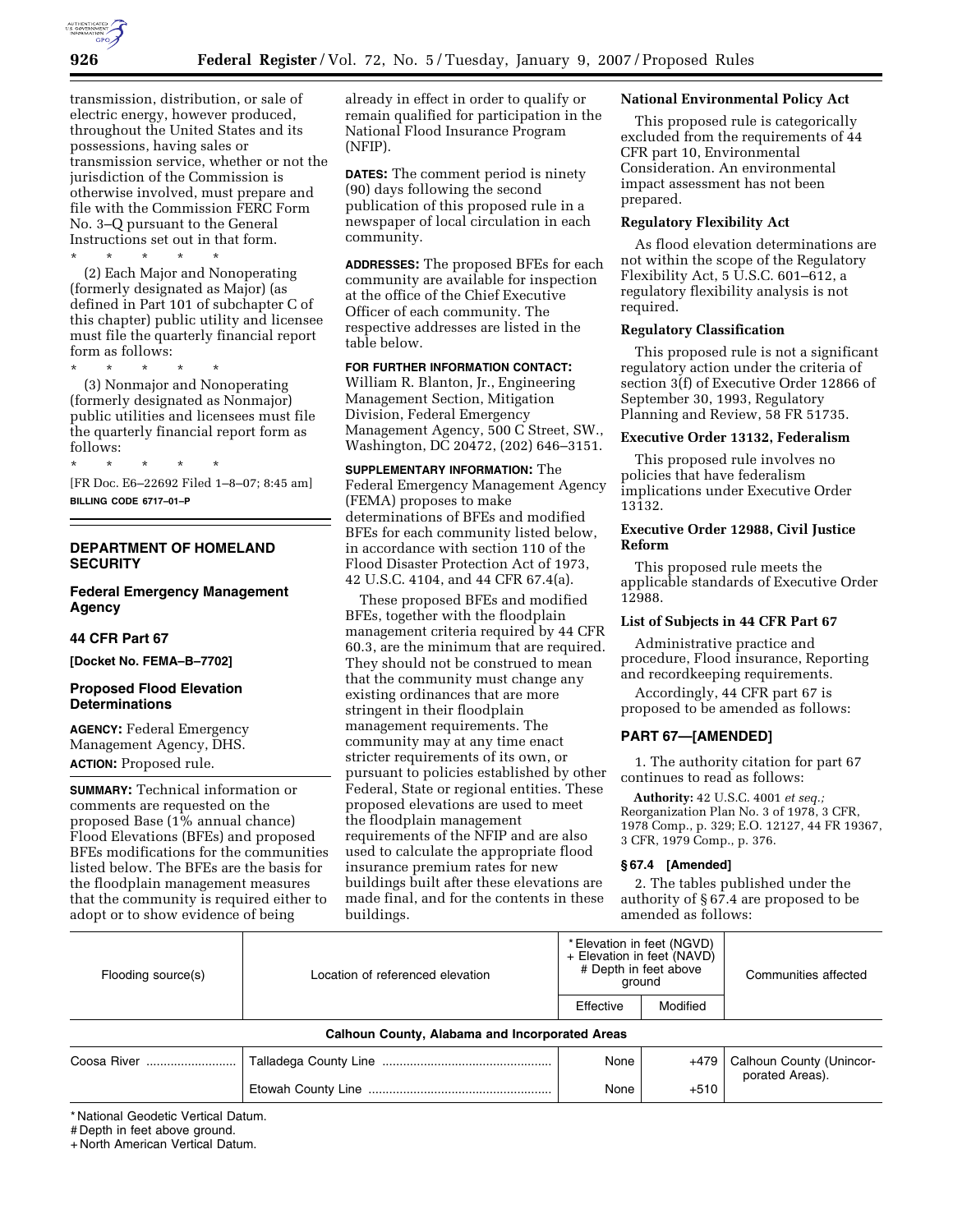transmission, distribution, or sale of electric energy, however produced, throughout the United States and its possessions, having sales or transmission service, whether or not the jurisdiction of the Commission is otherwise involved, must prepare and file with the Commission FERC Form No. 3–Q pursuant to the General Instructions set out in that form.

\* \* \* \* \*

(2) Each Major and Nonoperating (formerly designated as Major) (as defined in Part 101 of subchapter C of this chapter) public utility and licensee must file the quarterly financial report form as follows:

\* \* \* \* \*

(3) Nonmajor and Nonoperating (formerly designated as Nonmajor) public utilities and licensees must file the quarterly financial report form as follows:

\* \* \* \* \*

[FR Doc. E6–22692 Filed 1–8–07; 8:45 am]

**BILLING CODE 6717–01–P**

## DEPARTMENT OF HOMELAND SECURITY

## Federal Emergency Management Agency

## 44 CFR Part 67

**[Docket No. FEMA–B–7702]**

## Proposed Flood Elevation Determinations

**AGENCY:** Federal Emergency Management Agency, DHS.

**ACTION:** Proposed rule.

**SUMMARY:** Technical information or comments are requested on the proposed Base (1% annual chance) Flood Elevations (BFEs) and proposed BFEs modifications for the communities listed below. The BFEs are the basis for the floodplain management measures that the community is required either to adopt or to show evidence of being already in effect in order to qualify or remain qualified for participation in the National Flood Insurance Program (NFIP).

**DATES:** The comment period is ninety (90) days following the second publication of this proposed rule in a newspaper of local circulation in each community.

**ADDRESSES:** The proposed BFEs for each community are available for inspection at the office of the Chief Executive Officer of each community. The respective addresses are listed in the table below.

**FOR FURTHER INFORMATION CONTACT:** William R. Blanton, Jr., Engineering Management Section, Mitigation Division, Federal Emergency Management Agency, 500 C Street, SW., Washington, DC 20472, (202) 646–3151.

**SUPPLEMENTARY INFORMATION:** The Federal Emergency Management Agency (FEMA) proposes to make determinations of BFEs and modified BFEs for each community listed below, in accordance with section 110 of the Flood Disaster Protection Act of 1973, 42 U.S.C. 4104, and 44 CFR 67.4(a).

These proposed BFEs and modified BFEs, together with the floodplain management criteria required by 44 CFR 60.3, are the minimum that are required. They should not be construed to mean that the community must change any existing ordinances that are more stringent in their floodplain management requirements. The community may at any time enact stricter requirements of its own, or pursuant to policies established by other Federal, State or regional entities. These proposed elevations are used to meet the floodplain management requirements of the NFIP and are also used to calculate the appropriate flood insurance premium rates for new buildings built after these elevations are made final, and for the contents in these buildings.

### National Environmental Policy Act

This proposed rule is categorically excluded from the requirements of 44 CFR part 10, Environmental Consideration. An environmental impact assessment has not been prepared.

### Regulatory Flexibility Act

As flood elevation determinations are not within the scope of the Regulatory Flexibility Act, 5 U.S.C. 601–612, a regulatory flexibility analysis is not required.

### Regulatory Classification

This proposed rule is not a significant regulatory action under the criteria of section 3(f) of Executive Order 12866 of September 30, 1993, Regulatory Planning and Review, 58 FR 51735.

### Executive Order 13132, Federalism

This proposed rule involves no policies that have federalism implications under Executive Order 13132.

### Executive Order 12988, Civil Justice Reform

This proposed rule meets the applicable standards of Executive Order 12988.

### List of Subjects in 44 CFR Part 67

Administrative practice and procedure, Flood insurance, Reporting and recordkeeping requirements.

Accordingly, 44 CFR part 67 is proposed to be amended as follows:

## PART 67—[AMENDED]

1. The authority citation for part 67 continues to read as follows:

**Authority:** 42 U.S.C. 4001 *et seq.;* Reorganization Plan No. 3 of 1978, 3 CFR, 1978 Comp., p. 329; E.O. 12127, 44 FR 19367, 3 CFR, 1979 Comp., p. 376.

### § 67.4 [Amended]

2. The tables published under the authority of § 67.4 are proposed to be amended as follows:

| Flooding source(s) | Location of referenced elevation | * Elevation in feet (NGVD) + Elevation in feet (NAVD) # Depth in feet above ground | | Communities affected |
|---|---|---|---|---|
| | | Effective | Modified | |
| **Calhoun County, Alabama and Incorporated Areas** | | | | |
| Coosa River | Talladega County Line | None | +479 | Calhoun County (Unincorporated Areas). |
| | Etowah County Line | None | +510 | |

\* National Geodetic Vertical Datum.
\# Depth in feet above ground.
\+ North American Vertical Datum.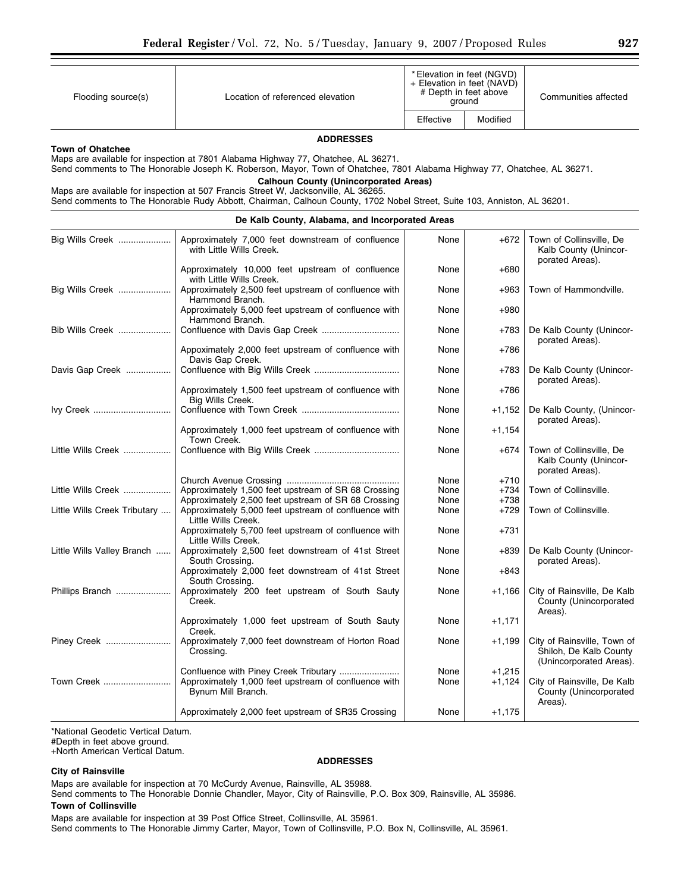| Flooding source(s) | Location of referenced elevation | *Elevation in feet (NGVD) + Elevation in feet (NAVD) # Depth in feet above ground | | Communities affected |
|---|---|---|---|---|
| | | Effective | Modified | |

**ADDRESSES**

**Town of Ohatchee**

Maps are available for inspection at 7801 Alabama Highway 77, Ohatchee, AL 36271.

Send comments to The Honorable Joseph K. Roberson, Mayor, Town of Ohatchee, 7801 Alabama Highway 77, Ohatchee, AL 36271.

**Calhoun County (Unincorporated Areas)**

Maps are available for inspection at 507 Francis Street W, Jacksonville, AL 36265.

Send comments to The Honorable Rudy Abbott, Chairman, Calhoun County, 1702 Nobel Street, Suite 103, Anniston, AL 36201.

**De Kalb County, Alabama, and Incorporated Areas**

| Flooding source(s) | Location of referenced elevation | Effective | Modified | Communities affected |
|---|---|---|---|---|
| Big Wills Creek | Approximately 7,000 feet downstream of confluence with Little Wills Creek. | None | +672 | Town of Collinsville, De Kalb County (Unincorporated Areas). |
| | Approximately 10,000 feet upstream of confluence with Little Wills Creek. | None | +680 | |
| Big Wills Creek | Approximately 2,500 feet upstream of confluence with Hammond Branch. | None | +963 | Town of Hammondville. |
| | Approximately 5,000 feet upstream of confluence with Hammond Branch. | None | +980 | |
| Bib Wills Creek | Confluence with Davis Gap Creek | None | +783 | De Kalb County (Unincorporated Areas). |
| | Appoximately 2,000 feet upstream of confluence with Davis Gap Creek. | None | +786 | |
| Davis Gap Creek | Confluence with Big Wills Creek | None | +783 | De Kalb County (Unincorporated Areas). |
| | Approximately 1,500 feet upstream of confluence with Big Wills Creek. | None | +786 | |
| Ivy Creek | Confluence with Town Creek | None | +1,152 | De Kalb County, (Unincorporated Areas). |
| | Approximately 1,000 feet upstream of confluence with Town Creek. | None | +1,154 | |
| Little Wills Creek | Confluence with Big Wills Creek | None | +674 | Town of Collinsville, De Kalb County (Unincorporated Areas). |
| | Church Avenue Crossing | None | +710 | |
| Little Wills Creek | Approximately 1,500 feet upstream of SR 68 Crossing | None | +734 | Town of Collinsville. |
| | Approximately 2,500 feet upstream of SR 68 Crossing | None | +738 | |
| Little Wills Creek Tributary | Approximately 5,000 feet upstream of confluence with Little Wills Creek. | None | +729 | Town of Collinsville. |
| | Approximately 5,700 feet upstream of confluence with Little Wills Creek. | None | +731 | |
| Little Wills Valley Branch | Approximately 2,500 feet downstream of 41st Street South Crossing. | None | +839 | De Kalb County (Unincorporated Areas). |
| | Approximately 2,000 feet downstream of 41st Street South Crossing. | None | +843 | |
| Phillips Branch | Approximately 200 feet upstream of South Sauty Creek. | None | +1,166 | City of Rainsville, De Kalb County (Unincorporated Areas). |
| | Approximately 1,000 feet upstream of South Sauty Creek. | None | +1,171 | |
| Piney Creek | Approximately 7,000 feet downstream of Horton Road Crossing. | None | +1,199 | City of Rainsville, Town of Shiloh, De Kalb County (Unincorporated Areas). |
| | Confluence with Piney Creek Tributary | None | +1,215 | |
| Town Creek | Approximately 1,000 feet upstream of confluence with Bynum Mill Branch. | None | +1,124 | City of Rainsville, De Kalb County (Unincorporated Areas). |
| | Approximately 2,000 feet upstream of SR35 Crossing | None | +1,175 | |

*National Geodetic Vertical Datum.

#Depth in feet above ground.

+North American Vertical Datum.

**ADDRESSES**

**City of Rainsville**

Maps are available for inspection at 70 McCurdy Avenue, Rainsville, AL 35988.

Send comments to The Honorable Donnie Chandler, Mayor, City of Rainsville, P.O. Box 309, Rainsville, AL 35986.

**Town of Collinsville**

Maps are available for inspection at 39 Post Office Street, Collinsville, AL 35961.

Send comments to The Honorable Jimmy Carter, Mayor, Town of Collinsville, P.O. Box N, Collinsville, AL 35961.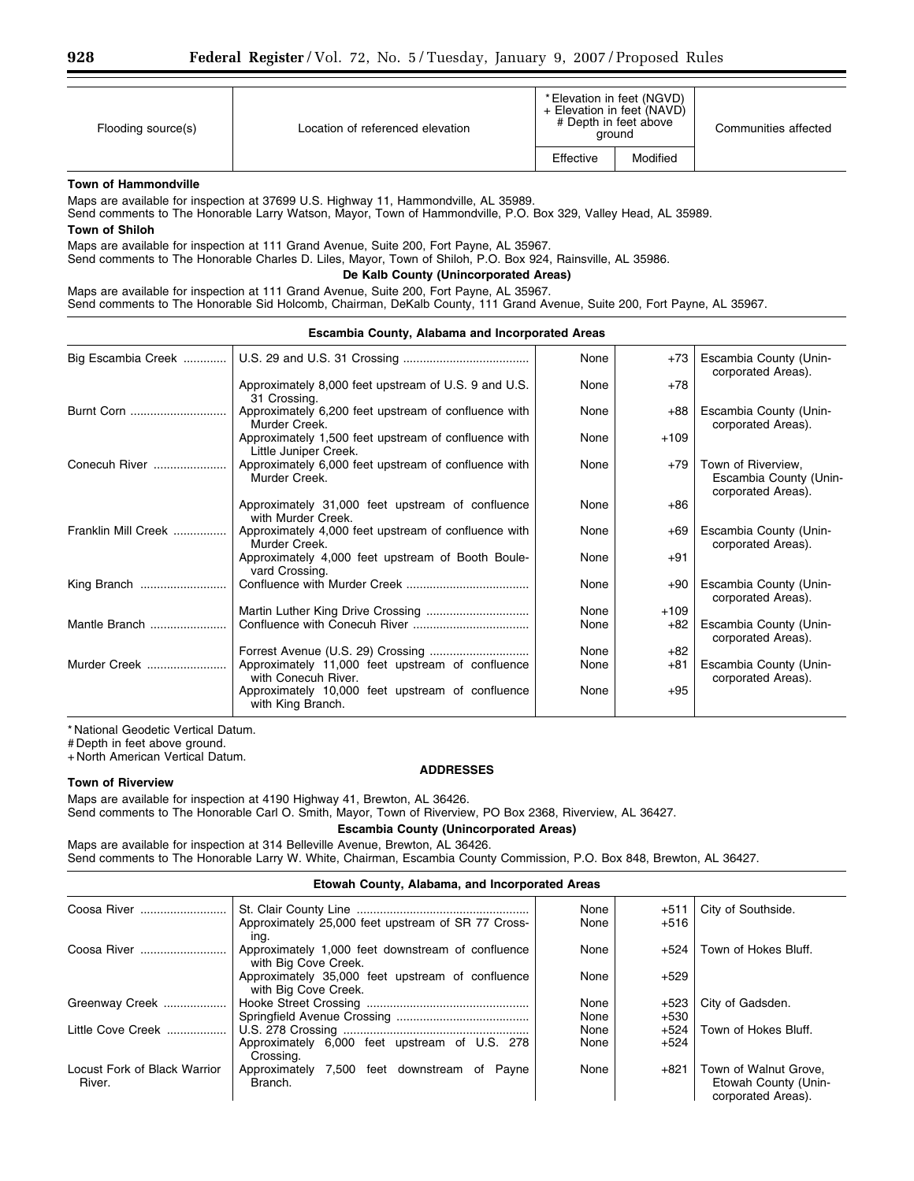| Flooding source(s) | Location of referenced elevation | *Elevation in feet (NGVD) + Elevation in feet (NAVD) # Depth in feet above ground | | Communities affected |
|---|---|---|---|---|
| | | Effective | Modified | |

**Town of Hammondville**

Maps are available for inspection at 37699 U.S. Highway 11, Hammondville, AL 35989.

Send comments to The Honorable Larry Watson, Mayor, Town of Hammondville, P.O. Box 329, Valley Head, AL 35989.

**Town of Shiloh**

Maps are available for inspection at 111 Grand Avenue, Suite 200, Fort Payne, AL 35967.

Send comments to The Honorable Charles D. Liles, Mayor, Town of Shiloh, P.O. Box 924, Rainsville, AL 35986.

**De Kalb County (Unincorporated Areas)**

Maps are available for inspection at 111 Grand Avenue, Suite 200, Fort Payne, AL 35967.

Send comments to The Honorable Sid Holcomb, Chairman, DeKalb County, 111 Grand Avenue, Suite 200, Fort Payne, AL 35967.

**Escambia County, Alabama and Incorporated Areas**

| Flooding source(s) | Location of referenced elevation | Effective | Modified | Communities affected |
|---|---|---|---|---|
| Big Escambia Creek | U.S. 29 and U.S. 31 Crossing | None | +73 | Escambia County (Unincorporated Areas). |
| | Approximately 8,000 feet upstream of U.S. 9 and U.S. 31 Crossing. | None | +78 | |
| Burnt Corn | Approximately 6,200 feet upstream of confluence with Murder Creek. | None | +88 | Escambia County (Unincorporated Areas). |
| | Approximately 1,500 feet upstream of confluence with Little Juniper Creek. | None | +109 | |
| Conecuh River | Approximately 6,000 feet upstream of confluence with Murder Creek. | None | +79 | Town of Riverview, Escambia County (Unincorporated Areas). |
| | Approximately 31,000 feet upstream of confluence with Murder Creek. | None | +86 | |
| Franklin Mill Creek | Approximately 4,000 feet upstream of confluence with Murder Creek. | None | +69 | Escambia County (Unincorporated Areas). |
| | Approximately 4,000 feet upstream of Booth Boulevard Crossing. | None | +91 | |
| King Branch | Confluence with Murder Creek | None | +90 | Escambia County (Unincorporated Areas). |
| | Martin Luther King Drive Crossing | None | +109 | |
| Mantle Branch | Confluence with Conecuh River | None | +82 | Escambia County (Unincorporated Areas). |
| | Forrest Avenue (U.S. 29) Crossing | None | +82 | |
| Murder Creek | Approximately 11,000 feet upstream of confluence with Conecuh River. | None | +81 | Escambia County (Unincorporated Areas). |
| | Approximately 10,000 feet upstream of confluence with King Branch. | None | +95 | |

\* National Geodetic Vertical Datum.

\# Depth in feet above ground.

\+ North American Vertical Datum.

**ADDRESSES**

**Town of Riverview**

Maps are available for inspection at 4190 Highway 41, Brewton, AL 36426.

Send comments to The Honorable Carl O. Smith, Mayor, Town of Riverview, PO Box 2368, Riverview, AL 36427.

**Escambia County (Unincorporated Areas)**

Maps are available for inspection at 314 Belleville Avenue, Brewton, AL 36426.

Send comments to The Honorable Larry W. White, Chairman, Escambia County Commission, P.O. Box 848, Brewton, AL 36427.

**Etowah County, Alabama, and Incorporated Areas**

| Flooding source(s) | Location of referenced elevation | Effective | Modified | Communities affected |
|---|---|---|---|---|
| Coosa River | St. Clair County Line | None | +511 | City of Southside. |
| | Approximately 25,000 feet upstream of SR 77 Crossing. | None | +516 | |
| Coosa River | Approximately 1,000 feet downstream of confluence with Big Cove Creek. | None | +524 | Town of Hokes Bluff. |
| | Approximately 35,000 feet upstream of confluence with Big Cove Creek. | None | +529 | |
| Greenway Creek | Hooke Street Crossing | None | +523 | City of Gadsden. |
| | Springfield Avenue Crossing | None | +530 | |
| Little Cove Creek | U.S. 278 Crossing | None | +524 | Town of Hokes Bluff. |
| | Approximately 6,000 feet upstream of U.S. 278 Crossing. | None | +524 | |
| Locust Fork of Black Warrior River. | Approximately 7,500 feet downstream of Payne Branch. | None | +821 | Town of Walnut Grove, Etowah County (Unincorporated Areas). |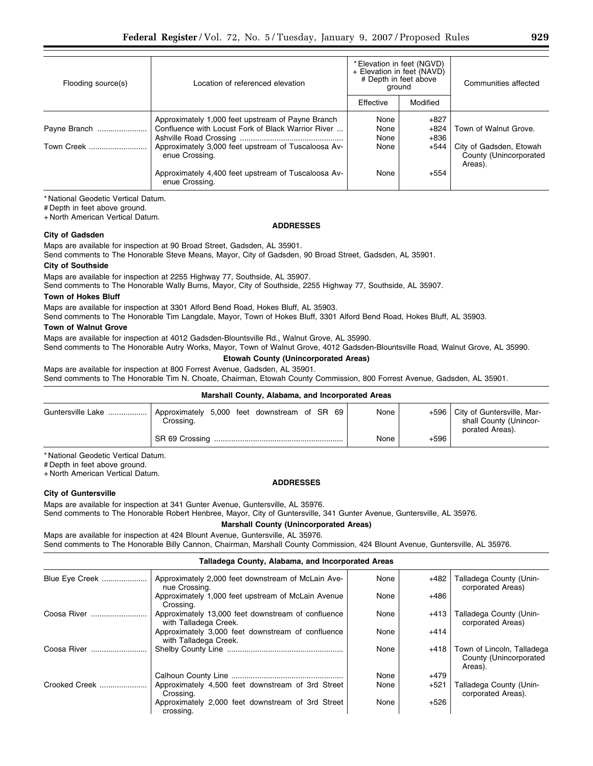| Flooding source(s) | Location of referenced elevation | *Elevation in feet (NGVD) + Elevation in feet (NAVD) # Depth in feet above ground | | Communities affected |
|---|---|---|---|---|
| | | Effective | Modified | |
| | Approximately 1,000 feet upstream of Payne Branch | None | +827 | |
| Payne Branch | Confluence with Locust Fork of Black Warrior River | None | +824 | Town of Walnut Grove. |
| | Ashville Road Crossing | None | +836 | |
| Town Creek | Approximately 3,000 feet upstream of Tuscaloosa Avenue Crossing. | None | +544 | City of Gadsden, Etowah County (Unincorporated Areas). |
| | Approximately 4,400 feet upstream of Tuscaloosa Avenue Crossing. | None | +554 | |

*National Geodetic Vertical Datum.
# Depth in feet above ground.
+ North American Vertical Datum.

**ADDRESSES**

**City of Gadsden**

Maps are available for inspection at 90 Broad Street, Gadsden, AL 35901.
Send comments to The Honorable Steve Means, Mayor, City of Gadsden, 90 Broad Street, Gadsden, AL 35901.

**City of Southside**

Maps are available for inspection at 2255 Highway 77, Southside, AL 35907.
Send comments to The Honorable Wally Burns, Mayor, City of Southside, 2255 Highway 77, Southside, AL 35907.

**Town of Hokes Bluff**

Maps are available for inspection at 3301 Alford Bend Road, Hokes Bluff, AL 35903.
Send comments to The Honorable Tim Langdale, Mayor, Town of Hokes Bluff, 3301 Alford Bend Road, Hokes Bluff, AL 35903.

**Town of Walnut Grove**

Maps are available for inspection at 4012 Gadsden-Blountsville Rd., Walnut Grove, AL 35990.
Send comments to The Honorable Autry Works, Mayor, Town of Walnut Grove, 4012 Gadsden-Blountsville Road, Walnut Grove, AL 35990.

**Etowah County (Unincorporated Areas)**

Maps are available for inspection at 800 Forrest Avenue, Gadsden, AL 35901.
Send comments to The Honorable Tim N. Choate, Chairman, Etowah County Commission, 800 Forrest Avenue, Gadsden, AL 35901.

**Marshall County, Alabama, and Incorporated Areas**

| Flooding source(s) | Location of referenced elevation | Effective | Modified | Communities affected |
|---|---|---|---|---|
| Guntersville Lake | Approximately 5,000 feet downstream of SR 69 Crossing. | None | +596 | City of Guntersville, Marshall County (Unincorporated Areas). |
| | SR 69 Crossing | None | +596 | |

*National Geodetic Vertical Datum.
# Depth in feet above ground.
+ North American Vertical Datum.

**ADDRESSES**

**City of Guntersville**

Maps are available for inspection at 341 Gunter Avenue, Guntersville, AL 35976.
Send comments to The Honorable Robert Henbree, Mayor, City of Guntersville, 341 Gunter Avenue, Guntersville, AL 35976.

**Marshall County (Unincorporated Areas)**

Maps are available for inspection at 424 Blount Avenue, Guntersville, AL 35976.
Send comments to The Honorable Billy Cannon, Chairman, Marshall County Commission, 424 Blount Avenue, Guntersville, AL 35976.

**Talladega County, Alabama, and Incorporated Areas**

| Flooding source(s) | Location of referenced elevation | Effective | Modified | Communities affected |
|---|---|---|---|---|
| Blue Eye Creek | Approximately 2,000 feet downstream of McLain Avenue Crossing. | None | +482 | Talladega County (Unincorporated Areas) |
| | Approximately 1,000 feet upstream of McLain Avenue Crossing. | None | +486 | |
| Coosa River | Approximately 13,000 feet downstream of confluence with Talladega Creek. | None | +413 | Talladega County (Unincorporated Areas) |
| | Approximately 3,000 feet downstream of confluence with Talladega Creek. | None | +414 | |
| Coosa River | Shelby County Line | None | +418 | Town of Lincoln, Talladega County (Unincorporated Areas). |
| | Calhoun County Line | None | +479 | |
| Crooked Creek | Approximately 4,500 feet downstream of 3rd Street Crossing. | None | +521 | Talladega County (Unincorporated Areas). |
| | Approximately 2,000 feet downstream of 3rd Street crossing. | None | +526 | |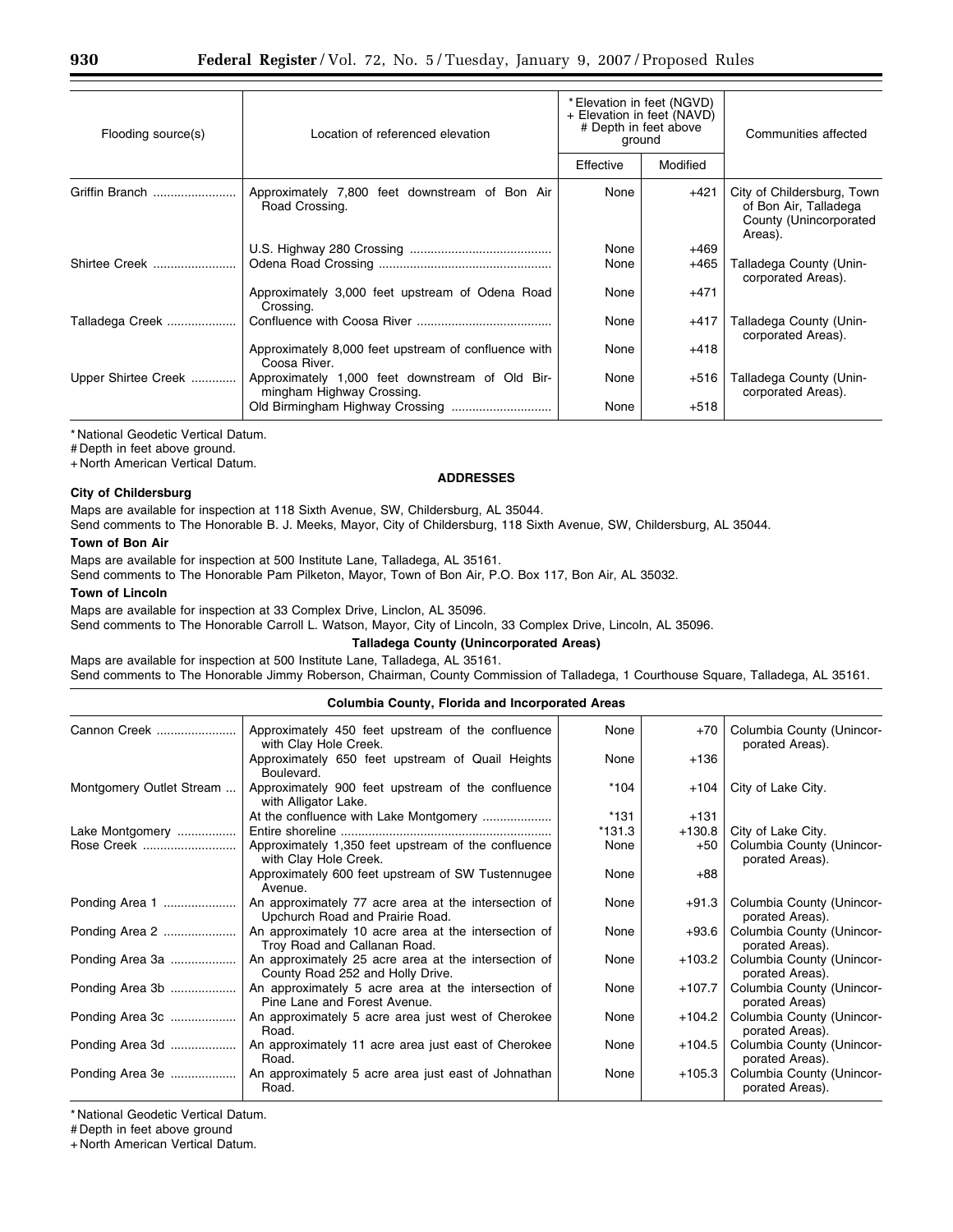| Flooding source(s) | Location of referenced elevation | \*Elevation in feet (NGVD) + Elevation in feet (NAVD) # Depth in feet above ground | | Communities affected |
|---|---|---|---|---|
| | | Effective | Modified | |
| Griffin Branch | Approximately 7,800 feet downstream of Bon Air Road Crossing. | None | +421 | City of Childersburg, Town of Bon Air, Talladega County (Unincorporated Areas). |
| | U.S. Highway 280 Crossing | None | +469 | |
| Shirtee Creek | Odena Road Crossing | None | +465 | Talladega County (Unincorporated Areas). |
| | Approximately 3,000 feet upstream of Odena Road Crossing. | None | +471 | |
| Talladega Creek | Confluence with Coosa River | None | +417 | Talladega County (Unincorporated Areas). |
| | Approximately 8,000 feet upstream of confluence with Coosa River. | None | +418 | |
| Upper Shirtee Creek | Approximately 1,000 feet downstream of Old Birmingham Highway Crossing. | None | +516 | Talladega County (Unincorporated Areas). |
| | Old Birmingham Highway Crossing | None | +518 | |

\* National Geodetic Vertical Datum.
# Depth in feet above ground.
+ North American Vertical Datum.

**ADDRESSES**

**City of Childersburg**

Maps are available for inspection at 118 Sixth Avenue, SW, Childersburg, AL 35044.

Send comments to The Honorable B. J. Meeks, Mayor, City of Childersburg, 118 Sixth Avenue, SW, Childersburg, AL 35044.

**Town of Bon Air**

Maps are available for inspection at 500 Institute Lane, Talladega, AL 35161.

Send comments to The Honorable Pam Pilketon, Mayor, Town of Bon Air, P.O. Box 117, Bon Air, AL 35032.

**Town of Lincoln**

Maps are available for inspection at 33 Complex Drive, Linclon, AL 35096.

Send comments to The Honorable Carroll L. Watson, Mayor, City of Lincoln, 33 Complex Drive, Lincoln, AL 35096.

**Talladega County (Unincorporated Areas)**

Maps are available for inspection at 500 Institute Lane, Talladega, AL 35161.

Send comments to The Honorable Jimmy Roberson, Chairman, County Commission of Talladega, 1 Courthouse Square, Talladega, AL 35161.

**Columbia County, Florida and Incorporated Areas**

| Flooding source(s) | Location of referenced elevation | Effective | Modified | Communities affected |
|---|---|---|---|---|
| Cannon Creek | Approximately 450 feet upstream of the confluence with Clay Hole Creek. | None | +70 | Columbia County (Unincorporated Areas). |
| | Approximately 650 feet upstream of Quail Heights Boulevard. | None | +136 | |
| Montgomery Outlet Stream | Approximately 900 feet upstream of the confluence with Alligator Lake. | \*104 | +104 | City of Lake City. |
| | At the confluence with Lake Montgomery | \*131 | +131 | |
| Lake Montgomery | Entire shoreline | \*131.3 | +130.8 | City of Lake City. |
| Rose Creek | Approximately 1,350 feet upstream of the confluence with Clay Hole Creek. | None | +50 | Columbia County (Unincorporated Areas). |
| | Approximately 600 feet upstream of SW Tustennugee Avenue. | None | +88 | |
| Ponding Area 1 | An approximately 77 acre area at the intersection of Upchurch Road and Prairie Road. | None | +91.3 | Columbia County (Unincorporated Areas). |
| Ponding Area 2 | An approximately 10 acre area at the intersection of Troy Road and Callanan Road. | None | +93.6 | Columbia County (Unincorporated Areas). |
| Ponding Area 3a | An approximately 25 acre area at the intersection of County Road 252 and Holly Drive. | None | +103.2 | Columbia County (Unincorporated Areas). |
| Ponding Area 3b | An approximately 5 acre area at the intersection of Pine Lane and Forest Avenue. | None | +107.7 | Columbia County (Unincorporated Areas) |
| Ponding Area 3c | An approximately 5 acre area just west of Cherokee Road. | None | +104.2 | Columbia County (Unincorporated Areas). |
| Ponding Area 3d | An approximately 11 acre area just east of Cherokee Road. | None | +104.5 | Columbia County (Unincorporated Areas). |
| Ponding Area 3e | An approximately 5 acre area just east of Johnathan Road. | None | +105.3 | Columbia County (Unincorporated Areas). |

\* National Geodetic Vertical Datum.
# Depth in feet above ground
+ North American Vertical Datum.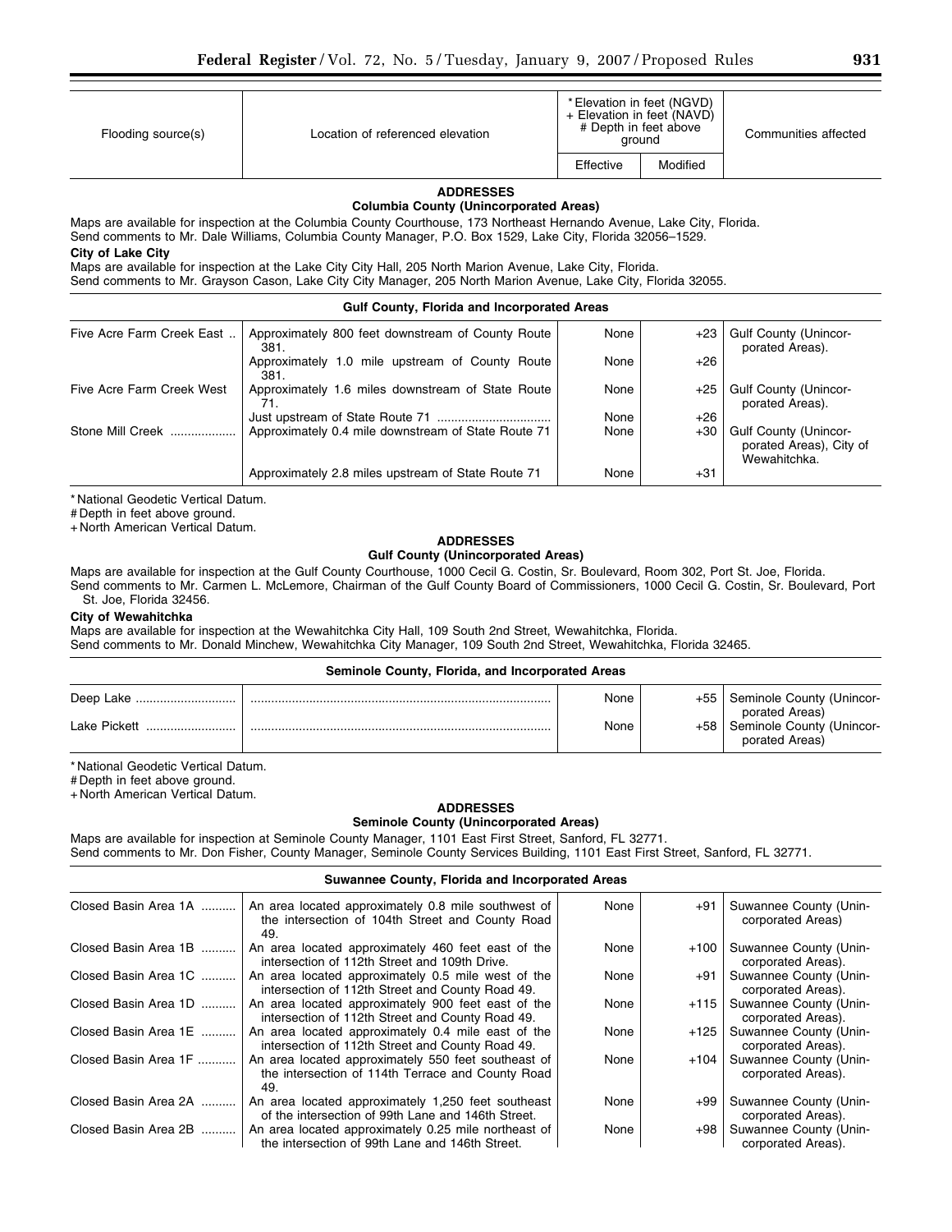| Flooding source(s) | Location of referenced elevation | * Elevation in feet (NGVD) + Elevation in feet (NAVD) # Depth in feet above ground | | Communities affected |
|---|---|---|---|---|
| | | Effective | Modified | |

**ADDRESSES**

**Columbia County (Unincorporated Areas)**

Maps are available for inspection at the Columbia County Courthouse, 173 Northeast Hernando Avenue, Lake City, Florida.

Send comments to Mr. Dale Williams, Columbia County Manager, P.O. Box 1529, Lake City, Florida 32056–1529.

**City of Lake City**

Maps are available for inspection at the Lake City City Hall, 205 North Marion Avenue, Lake City, Florida.

Send comments to Mr. Grayson Cason, Lake City City Manager, 205 North Marion Avenue, Lake City, Florida 32055.

**Gulf County, Florida and Incorporated Areas**

| Flooding source(s) | Location of referenced elevation | Effective | Modified | Communities affected |
|---|---|---|---|---|
| Five Acre Farm Creek East | Approximately 800 feet downstream of County Route 381. | None | +23 | Gulf County (Unincorporated Areas). |
| | Approximately 1.0 mile upstream of County Route 381. | None | +26 | |
| Five Acre Farm Creek West | Approximately 1.6 miles downstream of State Route 71. | None | +25 | Gulf County (Unincorporated Areas). |
| | Just upstream of State Route 71 | None | +26 | |
| Stone Mill Creek | Approximately 0.4 mile downstream of State Route 71 | None | +30 | Gulf County (Unincorporated Areas), City of Wewahitchka. |
| | Approximately 2.8 miles upstream of State Route 71 | None | +31 | |

* National Geodetic Vertical Datum.
# Depth in feet above ground.
+ North American Vertical Datum.

**ADDRESSES**

**Gulf County (Unincorporated Areas)**

Maps are available for inspection at the Gulf County Courthouse, 1000 Cecil G. Costin, Sr. Boulevard, Room 302, Port St. Joe, Florida.

Send comments to Mr. Carmen L. McLemore, Chairman of the Gulf County Board of Commissioners, 1000 Cecil G. Costin, Sr. Boulevard, Port St. Joe, Florida 32456.

**City of Wewahitchka**

Maps are available for inspection at the Wewahitchka City Hall, 109 South 2nd Street, Wewahitchka, Florida.

Send comments to Mr. Donald Minchew, Wewahitchka City Manager, 109 South 2nd Street, Wewahitchka, Florida 32465.

**Seminole County, Florida, and Incorporated Areas**

| Flooding source(s) | Location of referenced elevation | Effective | Modified | Communities affected |
|---|---|---|---|---|
| Deep Lake | | None | +55 | Seminole County (Unincorporated Areas) |
| Lake Pickett | | None | +58 | Seminole County (Unincorporated Areas) |

* National Geodetic Vertical Datum.
# Depth in feet above ground.
+ North American Vertical Datum.

**ADDRESSES**

**Seminole County (Unincorporated Areas)**

Maps are available for inspection at Seminole County Manager, 1101 East First Street, Sanford, FL 32771.

Send comments to Mr. Don Fisher, County Manager, Seminole County Services Building, 1101 East First Street, Sanford, FL 32771.

**Suwannee County, Florida and Incorporated Areas**

| Flooding source(s) | Location of referenced elevation | Effective | Modified | Communities affected |
|---|---|---|---|---|
| Closed Basin Area 1A | An area located approximately 0.8 mile southwest of the intersection of 104th Street and County Road 49. | None | +91 | Suwannee County (Unincorporated Areas) |
| Closed Basin Area 1B | An area located approximately 460 feet east of the intersection of 112th Street and 109th Drive. | None | +100 | Suwannee County (Unincorporated Areas). |
| Closed Basin Area 1C | An area located approximately 0.5 mile west of the intersection of 112th Street and County Road 49. | None | +91 | Suwannee County (Unincorporated Areas). |
| Closed Basin Area 1D | An area located approximately 900 feet east of the intersection of 112th Street and County Road 49. | None | +115 | Suwannee County (Unincorporated Areas). |
| Closed Basin Area 1E | An area located approximately 0.4 mile east of the intersection of 112th Street and County Road 49. | None | +125 | Suwannee County (Unincorporated Areas). |
| Closed Basin Area 1F | An area located approximately 550 feet southeast of the intersection of 114th Terrace and County Road 49. | None | +104 | Suwannee County (Unincorporated Areas). |
| Closed Basin Area 2A | An area located approximately 1,250 feet southeast of the intersection of 99th Lane and 146th Street. | None | +99 | Suwannee County (Unincorporated Areas). |
| Closed Basin Area 2B | An area located approximately 0.25 mile northeast of the intersection of 99th Lane and 146th Street. | None | +98 | Suwannee County (Unincorporated Areas). |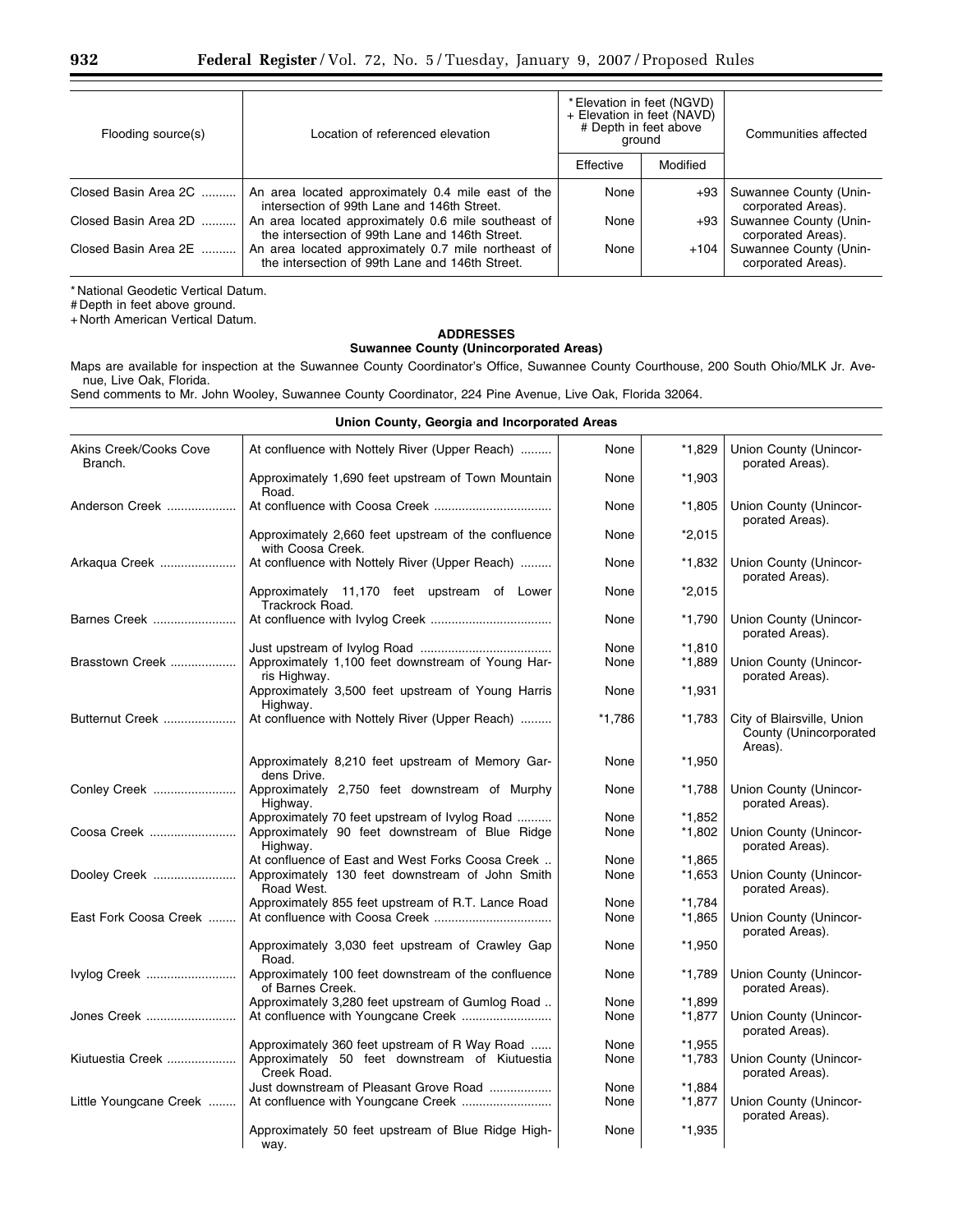| Flooding source(s) | Location of referenced elevation | * Elevation in feet (NGVD) + Elevation in feet (NAVD) # Depth in feet above ground | | Communities affected |
|---|---|---|---|---|
| | | Effective | Modified | |
| Closed Basin Area 2C | An area located approximately 0.4 mile east of the intersection of 99th Lane and 146th Street. | None | +93 | Suwannee County (Unincorporated Areas). |
| Closed Basin Area 2D | An area located approximately 0.6 mile southeast of the intersection of 99th Lane and 146th Street. | None | +93 | Suwannee County (Unincorporated Areas). |
| Closed Basin Area 2E | An area located approximately 0.7 mile northeast of the intersection of 99th Lane and 146th Street. | None | +104 | Suwannee County (Unincorporated Areas). |

* National Geodetic Vertical Datum.
# Depth in feet above ground.
+ North American Vertical Datum.

**ADDRESSES**

**Suwannee County (Unincorporated Areas)**

Maps are available for inspection at the Suwannee County Coordinator's Office, Suwannee County Courthouse, 200 South Ohio/MLK Jr. Avenue, Live Oak, Florida.

Send comments to Mr. John Wooley, Suwannee County Coordinator, 224 Pine Avenue, Live Oak, Florida 32064.

**Union County, Georgia and Incorporated Areas**

| Flooding source(s) | Location of referenced elevation | Effective | Modified | Communities affected |
|---|---|---|---|---|
| Akins Creek/Cooks Cove Branch. | At confluence with Nottely River (Upper Reach) | None | *1,829 | Union County (Unincorporated Areas). |
| | Approximately 1,690 feet upstream of Town Mountain Road. | None | *1,903 | |
| Anderson Creek | At confluence with Coosa Creek | None | *1,805 | Union County (Unincorporated Areas). |
| | Approximately 2,660 feet upstream of the confluence with Coosa Creek. | None | *2,015 | |
| Arkaqua Creek | At confluence with Nottely River (Upper Reach) | None | *1,832 | Union County (Unincorporated Areas). |
| | Approximately 11,170 feet upstream of Lower Trackrock Road. | None | *2,015 | |
| Barnes Creek | At confluence with Ivylog Creek | None | *1,790 | Union County (Unincorporated Areas). |
| | Just upstream of Ivylog Road | None | *1,810 | |
| Brasstown Creek | Approximately 1,100 feet downstream of Young Harris Highway. | None | *1,889 | Union County (Unincorporated Areas). |
| | Approximately 3,500 feet upstream of Young Harris Highway. | None | *1,931 | |
| Butternut Creek | At confluence with Nottely River (Upper Reach) | *1,786 | *1,783 | City of Blairsville, Union County (Unincorporated Areas). |
| | Approximately 8,210 feet upstream of Memory Gardens Drive. | None | *1,950 | |
| Conley Creek | Approximately 2,750 feet downstream of Murphy Highway. | None | *1,788 | Union County (Unincorporated Areas). |
| | Approximately 70 feet upstream of Ivylog Road | None | *1,852 | |
| Coosa Creek | Approximately 90 feet downstream of Blue Ridge Highway. | None | *1,802 | Union County (Unincorporated Areas). |
| | At confluence of East and West Forks Coosa Creek | None | *1,865 | |
| Dooley Creek | Approximately 130 feet downstream of John Smith Road West. | None | *1,653 | Union County (Unincorporated Areas). |
| | Approximately 855 feet upstream of R.T. Lance Road | None | *1,784 | |
| East Fork Coosa Creek | At confluence with Coosa Creek | None | *1,865 | Union County (Unincorporated Areas). |
| | Approximately 3,030 feet upstream of Crawley Gap Road. | None | *1,950 | |
| Ivylog Creek | Approximately 100 feet downstream of the confluence of Barnes Creek. | None | *1,789 | Union County (Unincorporated Areas). |
| | Approximately 3,280 feet upstream of Gumlog Road | None | *1,899 | |
| Jones Creek | At confluence with Youngcane Creek | None | *1,877 | Union County (Unincorporated Areas). |
| | Approximately 360 feet upstream of R Way Road | None | *1,955 | |
| Kiutuestia Creek | Approximately 50 feet downstream of Kiutuestia Creek Road. | None | *1,783 | Union County (Unincorporated Areas). |
| | Just downstream of Pleasant Grove Road | None | *1,884 | |
| Little Youngcane Creek | At confluence with Youngcane Creek | None | *1,877 | Union County (Unincorporated Areas). |
| | Approximately 50 feet upstream of Blue Ridge Highway. | None | *1,935 | |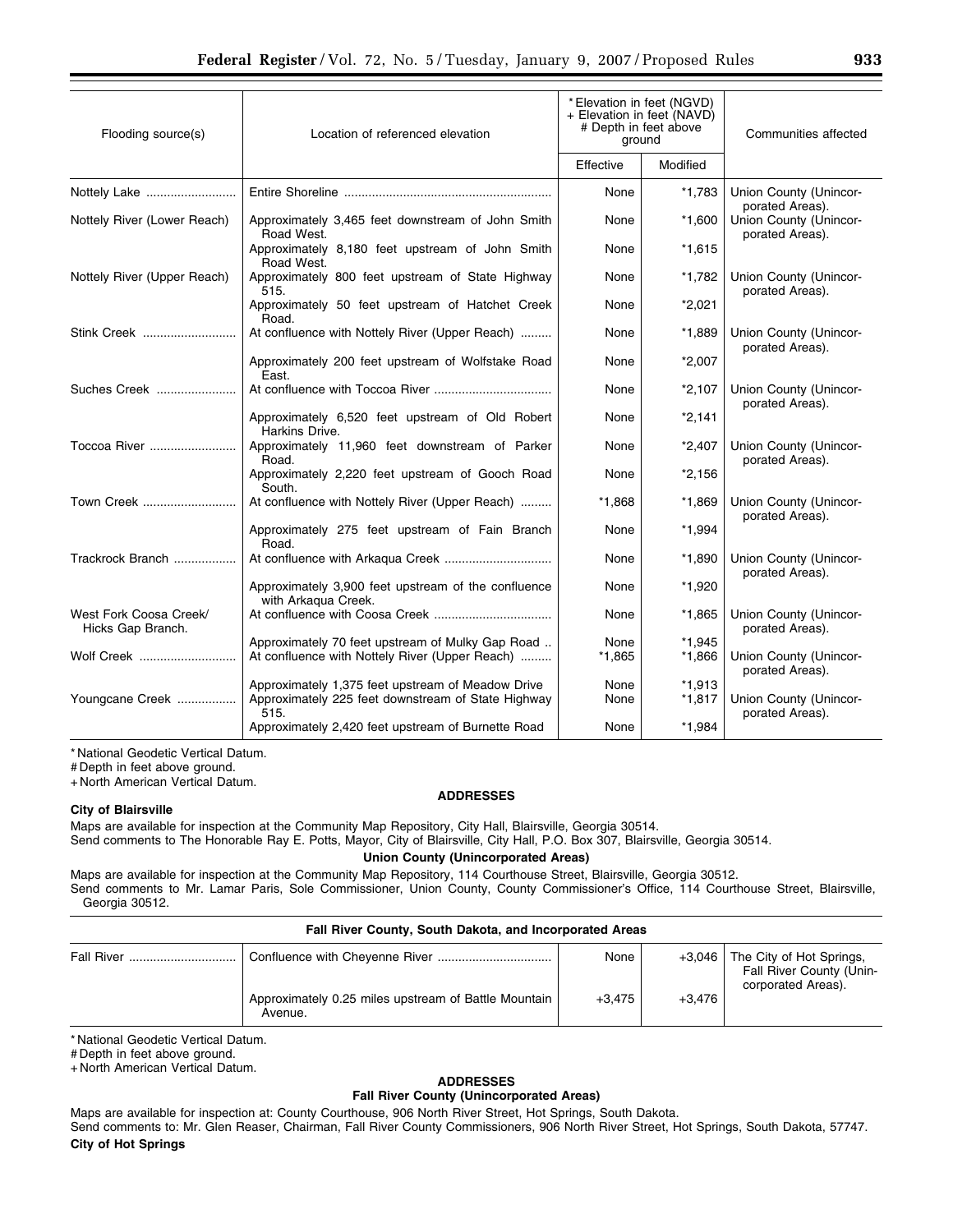| Flooding source(s) | Location of referenced elevation | *Elevation in feet (NGVD) + Elevation in feet (NAVD) # Depth in feet above ground | | Communities affected |
|---|---|---|---|---|
| | | Effective | Modified | |
| Nottely Lake | Entire Shoreline | None | *1,783 | Union County (Unincorporated Areas). |
| Nottely River (Lower Reach) | Approximately 3,465 feet downstream of John Smith Road West. | None | *1,600 | Union County (Unincorporated Areas). |
| | Approximately 8,180 feet upstream of John Smith Road West. | None | *1,615 | |
| Nottely River (Upper Reach) | Approximately 800 feet upstream of State Highway 515. | None | *1,782 | Union County (Unincorporated Areas). |
| | Approximately 50 feet upstream of Hatchet Creek Road. | None | *2,021 | |
| Stink Creek | At confluence with Nottely River (Upper Reach) | None | *1,889 | Union County (Unincorporated Areas). |
| | Approximately 200 feet upstream of Wolfstake Road East. | None | *2,007 | |
| Suches Creek | At confluence with Toccoa River | None | *2,107 | Union County (Unincorporated Areas). |
| | Approximately 6,520 feet upstream of Old Robert Harkins Drive. | None | *2,141 | |
| Toccoa River | Approximately 11,960 feet downstream of Parker Road. | None | *2,407 | Union County (Unincorporated Areas). |
| | Approximately 2,220 feet upstream of Gooch Road South. | None | *2,156 | |
| Town Creek | At confluence with Nottely River (Upper Reach) | *1,868 | *1,869 | Union County (Unincorporated Areas). |
| | Approximately 275 feet upstream of Fain Branch Road. | None | *1,994 | |
| Trackrock Branch | At confluence with Arkaqua Creek | None | *1,890 | Union County (Unincorporated Areas). |
| | Approximately 3,900 feet upstream of the confluence with Arkaqua Creek. | None | *1,920 | |
| West Fork Coosa Creek/ Hicks Gap Branch. | At confluence with Coosa Creek | None | *1,865 | Union County (Unincorporated Areas). |
| | Approximately 70 feet upstream of Mulky Gap Road | None | *1,945 | |
| Wolf Creek | At confluence with Nottely River (Upper Reach) | *1,865 | *1,866 | Union County (Unincorporated Areas). |
| | Approximately 1,375 feet upstream of Meadow Drive | None | *1,913 | |
| Youngcane Creek | Approximately 225 feet downstream of State Highway 515. | None | *1,817 | Union County (Unincorporated Areas). |
| | Approximately 2,420 feet upstream of Burnette Road | None | *1,984 | |

* National Geodetic Vertical Datum.
# Depth in feet above ground.
+ North American Vertical Datum.

**ADDRESSES**

**City of Blairsville**

Maps are available for inspection at the Community Map Repository, City Hall, Blairsville, Georgia 30514.
Send comments to The Honorable Ray E. Potts, Mayor, City of Blairsville, City Hall, P.O. Box 307, Blairsville, Georgia 30514.

**Union County (Unincorporated Areas)**

Maps are available for inspection at the Community Map Repository, 114 Courthouse Street, Blairsville, Georgia 30512.
Send comments to Mr. Lamar Paris, Sole Commissioner, Union County, County Commissioner's Office, 114 Courthouse Street, Blairsville, Georgia 30512.

**Fall River County, South Dakota, and Incorporated Areas**

| | | | | |
|---|---|---|---|---|
| Fall River | Confluence with Cheyenne River | None | +3,046 | The City of Hot Springs, Fall River County (Unincorporated Areas). |
| | Approximately 0.25 miles upstream of Battle Mountain Avenue. | +3,475 | +3,476 | |

* National Geodetic Vertical Datum.
# Depth in feet above ground.
+ North American Vertical Datum.

**ADDRESSES**

**Fall River County (Unincorporated Areas)**

Maps are available for inspection at: County Courthouse, 906 North River Street, Hot Springs, South Dakota.
Send comments to: Mr. Glen Reaser, Chairman, Fall River County Commissioners, 906 North River Street, Hot Springs, South Dakota, 57747.

**City of Hot Springs**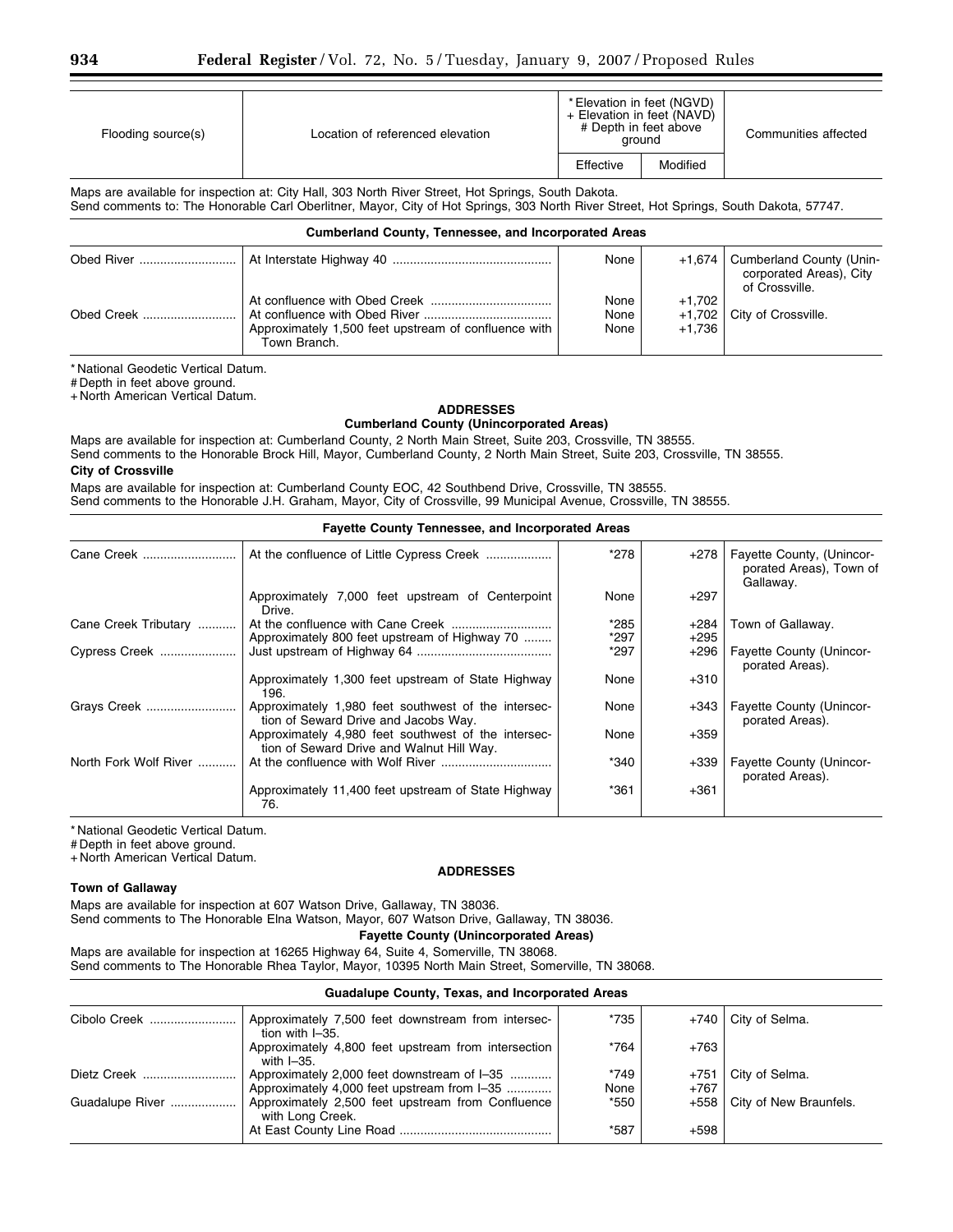| Flooding source(s) | Location of referenced elevation | *Elevation in feet (NGVD) + Elevation in feet (NAVD) # Depth in feet above ground | | Communities affected |
|---|---|---|---|---|
| | | Effective | Modified | |

Maps are available for inspection at: City Hall, 303 North River Street, Hot Springs, South Dakota.
Send comments to: The Honorable Carl Oberlitner, Mayor, City of Hot Springs, 303 North River Street, Hot Springs, South Dakota, 57747.

**Cumberland County, Tennessee, and Incorporated Areas**

| Flooding source(s) | Location of referenced elevation | Effective | Modified | Communities affected |
|---|---|---|---|---|
| Obed River | At Interstate Highway 40 | None | +1,674 | Cumberland County (Unincorporated Areas), City of Crossville. |
| | At confluence with Obed Creek | None | +1,702 | |
| Obed Creek | At confluence with Obed River | None | +1,702 | City of Crossville. |
| | Approximately 1,500 feet upstream of confluence with Town Branch. | None | +1,736 | |

* National Geodetic Vertical Datum.
# Depth in feet above ground.
+ North American Vertical Datum.

**ADDRESSES**

**Cumberland County (Unincorporated Areas)**

Maps are available for inspection at: Cumberland County, 2 North Main Street, Suite 203, Crossville, TN 38555.
Send comments to the Honorable Brock Hill, Mayor, Cumberland County, 2 North Main Street, Suite 203, Crossville, TN 38555.

**City of Crossville**

Maps are available for inspection at: Cumberland County EOC, 42 Southbend Drive, Crossville, TN 38555.
Send comments to the Honorable J.H. Graham, Mayor, City of Crossville, 99 Municipal Avenue, Crossville, TN 38555.

**Fayette County Tennessee, and Incorporated Areas**

| Flooding source(s) | Location of referenced elevation | Effective | Modified | Communities affected |
|---|---|---|---|---|
| Cane Creek | At the confluence of Little Cypress Creek | *278 | +278 | Fayette County, (Unincorporated Areas), Town of Gallaway. |
| | Approximately 7,000 feet upstream of Centerpoint Drive. | None | +297 | |
| Cane Creek Tributary | At the confluence with Cane Creek | *285 | +284 | Town of Gallaway. |
| | Approximately 800 feet upstream of Highway 70 | *297 | +295 | |
| Cypress Creek | Just upstream of Highway 64 | *297 | +296 | Fayette County (Unincorporated Areas). |
| | Approximately 1,300 feet upstream of State Highway 196. | None | +310 | |
| Grays Creek | Approximately 1,980 feet southwest of the intersection of Seward Drive and Jacobs Way. | None | +343 | Fayette County (Unincorporated Areas). |
| | Approximately 4,980 feet southwest of the intersection of Seward Drive and Walnut Hill Way. | None | +359 | |
| North Fork Wolf River | At the confluence with Wolf River | *340 | +339 | Fayette County (Unincorporated Areas). |
| | Approximately 11,400 feet upstream of State Highway 76. | *361 | +361 | |

* National Geodetic Vertical Datum.
# Depth in feet above ground.
+ North American Vertical Datum.

**ADDRESSES**

**Town of Gallaway**

Maps are available for inspection at 607 Watson Drive, Gallaway, TN 38036.
Send comments to The Honorable Elna Watson, Mayor, 607 Watson Drive, Gallaway, TN 38036.

**Fayette County (Unincorporated Areas)**

Maps are available for inspection at 16265 Highway 64, Suite 4, Somerville, TN 38068.
Send comments to The Honorable Rhea Taylor, Mayor, 10395 North Main Street, Somerville, TN 38068.

**Guadalupe County, Texas, and Incorporated Areas**

| Flooding source(s) | Location of referenced elevation | Effective | Modified | Communities affected |
|---|---|---|---|---|
| Cibolo Creek | Approximately 7,500 feet downstream from intersection with I–35. | *735 | +740 | City of Selma. |
| | Approximately 4,800 feet upstream from intersection with I–35. | *764 | +763 | |
| Dietz Creek | Approximately 2,000 feet downstream of I–35 | *749 | +751 | City of Selma. |
| | Approximately 4,000 feet upstream from I–35 | None | +767 | |
| Guadalupe River | Approximately 2,500 feet upstream from Confluence with Long Creek. | *550 | +558 | City of New Braunfels. |
| | At East County Line Road | *587 | +598 | |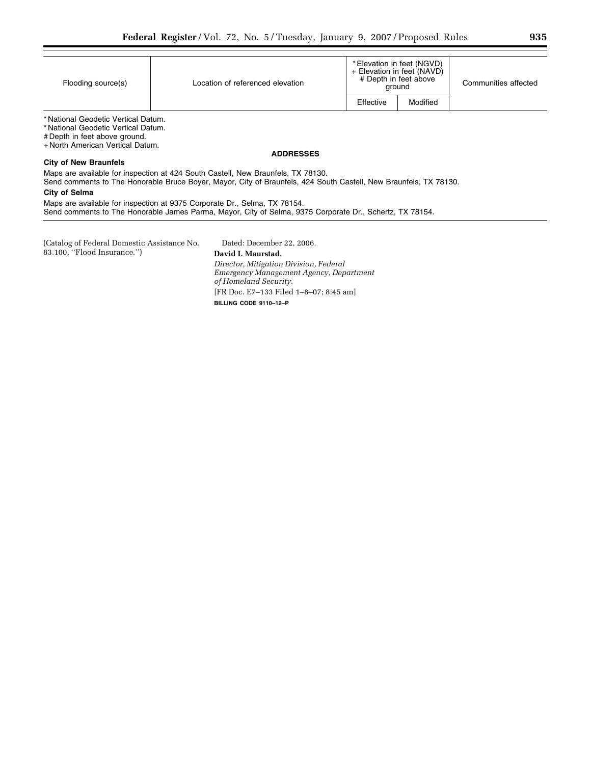| Flooding source(s) | Location of referenced elevation | *Elevation in feet (NGVD) + Elevation in feet (NAVD) # Depth in feet above ground | | Communities affected |
|---|---|---|---|---|
| | | Effective | Modified | |

*National Geodetic Vertical Datum.
*National Geodetic Vertical Datum.
#Depth in feet above ground.
+North American Vertical Datum.

**ADDRESSES**

**City of New Braunfels**

Maps are available for inspection at 424 South Castell, New Braunfels, TX 78130.
Send comments to The Honorable Bruce Boyer, Mayor, City of Braunfels, 424 South Castell, New Braunfels, TX 78130.

**City of Selma**

Maps are available for inspection at 9375 Corporate Dr., Selma, TX 78154.
Send comments to The Honorable James Parma, Mayor, City of Selma, 9375 Corporate Dr., Schertz, TX 78154.

(Catalog of Federal Domestic Assistance No. 83.100, ''Flood Insurance.'')

Dated: December 22, 2006.

**David I. Maurstad,**

*Director, Mitigation Division, Federal Emergency Management Agency, Department of Homeland Security.*

[FR Doc. E7–133 Filed 1–8–07; 8:45 am]

**BILLING CODE 9110–12–P**